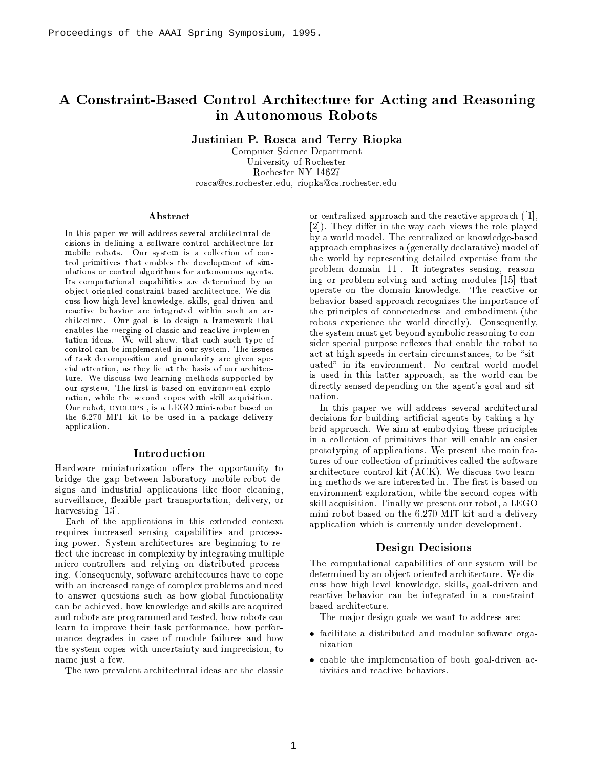Proceedings of the AAAI Spring Symposium, 1995.

# A Constraint-Based Control Architecture for Acting and Reasoning in Autonomous Robots

**Justinian P. Rosca and Terry Riopka**

Computer Science Department
University of Rochester
Rochester NY 14627
rosca@cs.rochester.edu, riopka@cs.rochester.edu

### Abstract

In this paper we will address several architectural decisions in defining a software control architecture for mobile robots. Our system is a collection of control primitives that enables the development of simulations or control algorithms for autonomous agents. Its computational capabilities are determined by an object-oriented constraint-based architecture. We discuss how high level knowledge, skills, goal-driven and reactive behavior are integrated within such an architecture. Our goal is to design a framework that enables the merging of classic and reactive implementation ideas. We will show, that each such type of control can be implemented in our system. The issues of task decomposition and granularity are given special attention, as they lie at the basis of our architecture. We discuss two learning methods supported by our system. The first is based on environment exploration, while the second copes with skill acquisition. Our robot, CYCLOPS , is a LEGO mini-robot based on the 6.270 MIT kit to be used in a package delivery application.

## Introduction

Hardware miniaturization offers the opportunity to bridge the gap between laboratory mobile-robot designs and industrial applications like floor cleaning, surveillance, flexible part transportation, delivery, or harvesting [13].

Each of the applications in this extended context requires increased sensing capabilities and processing power. System architectures are beginning to reflect the increase in complexity by integrating multiple micro-controllers and relying on distributed processing. Consequently, software architectures have to cope with an increased range of complex problems and need to answer questions such as how global functionality can be achieved, how knowledge and skills are acquired and robots are programmed and tested, how robots can learn to improve their task performance, how performance degrades in case of module failures and how the system copes with uncertainty and imprecision, to name just a few.

The two prevalent architectural ideas are the classic or centralized approach and the reactive approach ([1], [2]). They differ in the way each views the role played by a world model. The centralized or knowledge-based approach emphasizes a (generally declarative) model of the world by representing detailed expertise from the problem domain [11]. It integrates sensing, reasoning or problem-solving and acting modules [15] that operate on the domain knowledge. The reactive or behavior-based approach recognizes the importance of the principles of connectedness and embodiment (the robots experience the world directly). Consequently, the system must get beyond symbolic reasoning to consider special purpose reflexes that enable the robot to act at high speeds in certain circumstances, to be "situated" in its environment. No central world model is used in this latter approach, as the world can be directly sensed depending on the agent's goal and situation.

In this paper we will address several architectural decisions for building artificial agents by taking a hybrid approach. We aim at embodying these principles in a collection of primitives that will enable an easier prototyping of applications. We present the main features of our collection of primitives called the software architecture control kit (ACK). We discuss two learning methods we are interested in. The first is based on environment exploration, while the second copes with skill acquisition. Finally we present our robot, a LEGO mini-robot based on the 6.270 MIT kit and a delivery application which is currently under development.

## Design Decisions

The computational capabilities of our system will be determined by an object-oriented architecture. We discuss how high level knowledge, skills, goal-driven and reactive behavior can be integrated in a constraint-based architecture.

The major design goals we want to address are:

- facilitate a distributed and modular software organization
- enable the implementation of both goal-driven activities and reactive behaviors.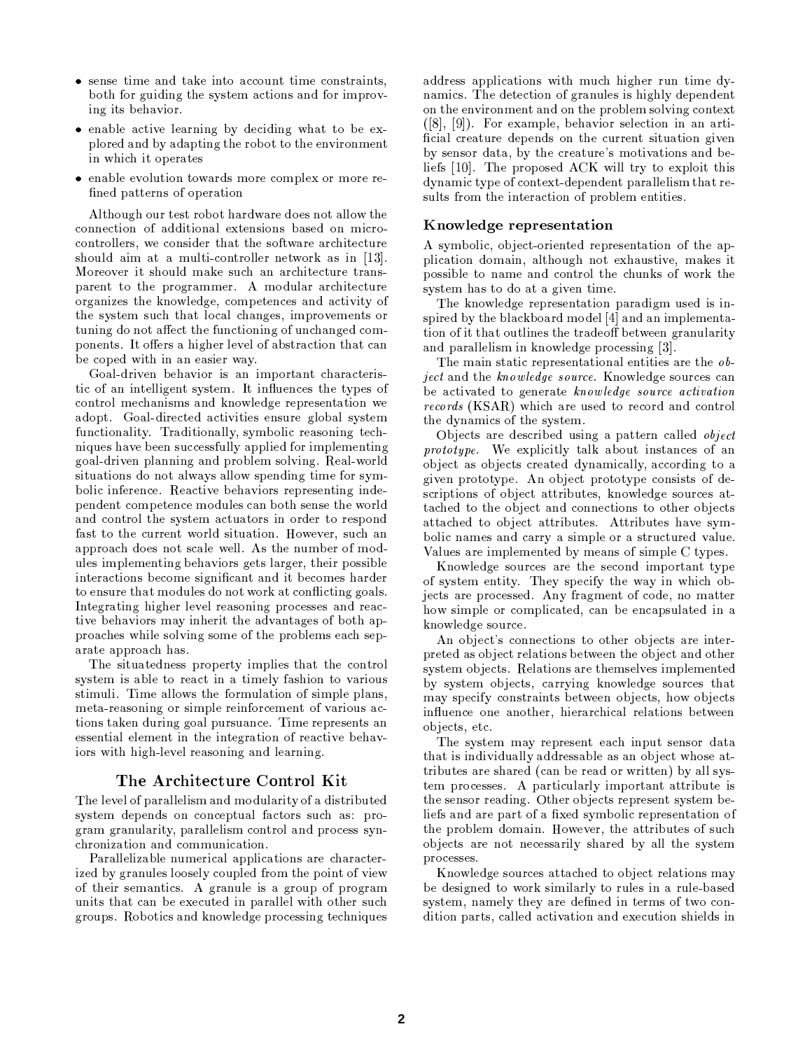- sense time and take into account time constraints, both for guiding the system actions and for improving its behavior.
- enable active learning by deciding what to be explored and by adapting the robot to the environment in which it operates
- enable evolution towards more complex or more refined patterns of operation

Although our test robot hardware does not allow the connection of additional extensions based on microcontrollers, we consider that the software architecture should aim at a multi-controller network as in [13]. Moreover it should make such an architecture transparent to the programmer. A modular architecture organizes the knowledge, competences and activity of the system such that local changes, improvements or tuning do not affect the functioning of unchanged components. It offers a higher level of abstraction that can be coped with in an easier way.

Goal-driven behavior is an important characteristic of an intelligent system. It influences the types of control mechanisms and knowledge representation we adopt. Goal-directed activities ensure global system functionality. Traditionally, symbolic reasoning techniques have been successfully applied for implementing goal-driven planning and problem solving. Real-world situations do not always allow spending time for symbolic inference. Reactive behaviors representing independent competence modules can both sense the world and control the system actuators in order to respond fast to the current world situation. However, such an approach does not scale well. As the number of modules implementing behaviors gets larger, their possible interactions become significant and it becomes harder to ensure that modules do not work at conflicting goals. Integrating higher level reasoning processes and reactive behaviors may inherit the advantages of both approaches while solving some of the problems each separate approach has.

The situatedness property implies that the control system is able to react in a timely fashion to various stimuli. Time allows the formulation of simple plans, meta-reasoning or simple reinforcement of various actions taken during goal pursuance. Time represents an essential element in the integration of reactive behaviors with high-level reasoning and learning.

## The Architecture Control Kit

The level of parallelism and modularity of a distributed system depends on conceptual factors such as: program granularity, parallelism control and process synchronization and communication.

Parallelizable numerical applications are characterized by granules loosely coupled from the point of view of their semantics. A granule is a group of program units that can be executed in parallel with other such groups. Robotics and knowledge processing techniques address applications with much higher run time dynamics. The detection of granules is highly dependent on the environment and on the problem solving context ([8], [9]). For example, behavior selection in an artificial creature depends on the current situation given by sensor data, by the creature's motivations and beliefs [10]. The proposed ACK will try to exploit this dynamic type of context-dependent parallelism that results from the interaction of problem entities.

### Knowledge representation

A symbolic, object-oriented representation of the application domain, although not exhaustive, makes it possible to name and control the chunks of work the system has to do at a given time.

The knowledge representation paradigm used is inspired by the blackboard model [4] and an implementation of it that outlines the tradeoff between granularity and parallelism in knowledge processing [3].

The main static representational entities are the *object* and the *knowledge source*. Knowledge sources can be activated to generate *knowledge source activation records* (KSAR) which are used to record and control the dynamics of the system.

Objects are described using a pattern called *object prototype*. We explicitly talk about instances of an object as objects created dynamically, according to a given prototype. An object prototype consists of descriptions of object attributes, knowledge sources attached to the object and connections to other objects attached to object attributes. Attributes have symbolic names and carry a simple or a structured value. Values are implemented by means of simple C types.

Knowledge sources are the second important type of system entity. They specify the way in which objects are processed. Any fragment of code, no matter how simple or complicated, can be encapsulated in a knowledge source.

An object's connections to other objects are interpreted as object relations between the object and other system objects. Relations are themselves implemented by system objects, carrying knowledge sources that may specify constraints between objects, how objects influence one another, hierarchical relations between objects, etc.

The system may represent each input sensor data that is individually addressable as an object whose attributes are shared (can be read or written) by all system processes. A particularly important attribute is the sensor reading. Other objects represent system beliefs and are part of a fixed symbolic representation of the problem domain. However, the attributes of such objects are not necessarily shared by all the system processes.

Knowledge sources attached to object relations may be designed to work similarly to rules in a rule-based system, namely they are defined in terms of two condition parts, called activation and execution shields in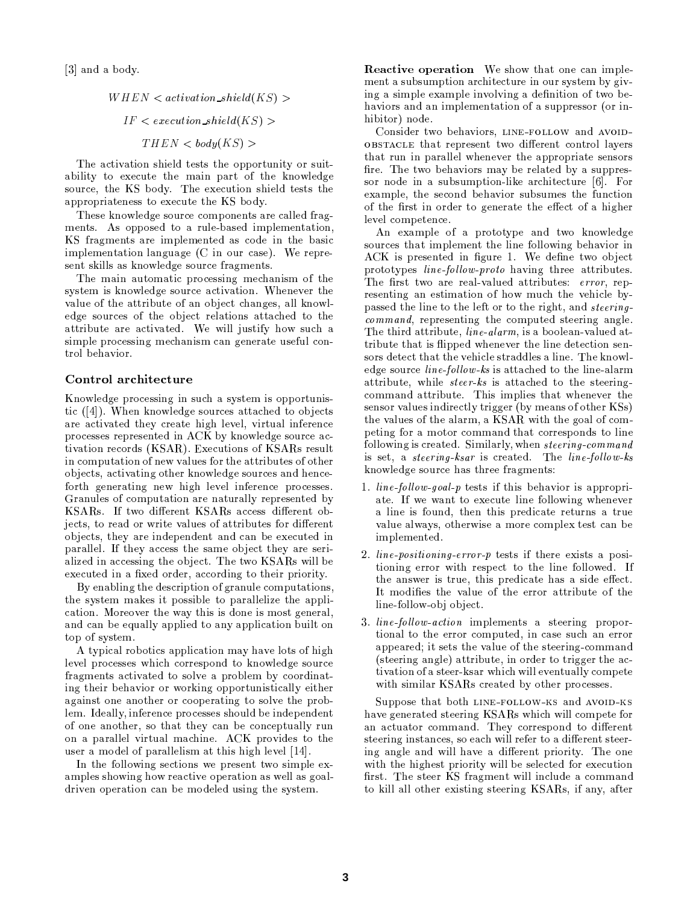[3] and a body.

$$WHEN < activation\_shield(KS) >$$

$$IF < execution\_shield(KS) >$$

$$THEN < body(KS) >$$

The activation shield tests the opportunity or suitability to execute the main part of the knowledge source, the KS body. The execution shield tests the appropriateness to execute the KS body.

These knowledge source components are called fragments. As opposed to a rule-based implementation, KS fragments are implemented as code in the basic implementation language (C in our case). We represent skills as knowledge source fragments.

The main automatic processing mechanism of the system is knowledge source activation. Whenever the value of the attribute of an object changes, all knowledge sources of the object relations attached to the attribute are activated. We will justify how such a simple processing mechanism can generate useful control behavior.

### Control architecture

Knowledge processing in such a system is opportunistic ([4]). When knowledge sources attached to objects are activated they create high level, virtual inference processes represented in ACK by knowledge source activation records (KSAR). Executions of KSARs result in computation of new values for the attributes of other objects, activating other knowledge sources and henceforth generating new high level inference processes. Granules of computation are naturally represented by KSARs. If two different KSARs access different objects, to read or write values of attributes for different objects, they are independent and can be executed in parallel. If they access the same object they are serialized in accessing the object. The two KSARs will be executed in a fixed order, according to their priority.

By enabling the description of granule computations, the system makes it possible to parallelize the application. Moreover the way this is done is most general, and can be equally applied to any application built on top of system.

A typical robotics application may have lots of high level processes which correspond to knowledge source fragments activated to solve a problem by coordinating their behavior or working opportunistically either against one another or cooperating to solve the problem. Ideally, inference processes should be independent of one another, so that they can be conceptually run on a parallel virtual machine. ACK provides to the user a model of parallelism at this high level [14].

In the following sections we present two simple examples showing how reactive operation as well as goal-driven operation can be modeled using the system.

**Reactive operation** We show that one can implement a subsumption architecture in our system by giving a simple example involving a definition of two behaviors and an implementation of a suppressor (or inhibitor) node.

Consider two behaviors, LINE-FOLLOW and AVOID-OBSTACLE that represent two different control layers that run in parallel whenever the appropriate sensors fire. The two behaviors may be related by a suppressor node in a subsumption-like architecture [6]. For example, the second behavior subsumes the function of the first in order to generate the effect of a higher level competence.

An example of a prototype and two knowledge sources that implement the line following behavior in ACK is presented in figure 1. We define two object prototypes *line-follow-proto* having three attributes. The first two are real-valued attributes: *error*, representing an estimation of how much the vehicle bypassed the line to the left or to the right, and *steering-command*, representing the computed steering angle. The third attribute, *line-alarm*, is a boolean-valued attribute that is flipped whenever the line detection sensors detect that the vehicle straddles a line. The knowledge source *line-follow-ks* is attached to the line-alarm attribute, while *steer-ks* is attached to the steering-command attribute. This implies that whenever the sensor values indirectly trigger (by means of other KSs) the values of the alarm, a KSAR with the goal of competing for a motor command that corresponds to line following is created. Similarly, when *steering-command* is set, a *steering-ksar* is created. The *line-follow-ks* knowledge source has three fragments:

1. *line-follow-goal-p* tests if this behavior is appropriate. If we want to execute line following whenever a line is found, then this predicate returns a true value always, otherwise a more complex test can be implemented.
2. *line-positioning-error-p* tests if there exists a positioning error with respect to the line followed. If the answer is true, this predicate has a side effect. It modifies the value of the error attribute of the line-follow-obj object.
3. *line-follow-action* implements a steering proportional to the error computed, in case such an error appeared; it sets the value of the steering-command (steering angle) attribute, in order to trigger the activation of a steer-ksar which will eventually compete with similar KSARs created by other processes.

Suppose that both LINE-FOLLOW-KS and AVOID-KS have generated steering KSARs which will compete for an actuator command. They correspond to different steering instances, so each will refer to a different steering angle and will have a different priority. The one with the highest priority will be selected for execution first. The steer KS fragment will include a command to kill all other existing steering KSARs, if any, after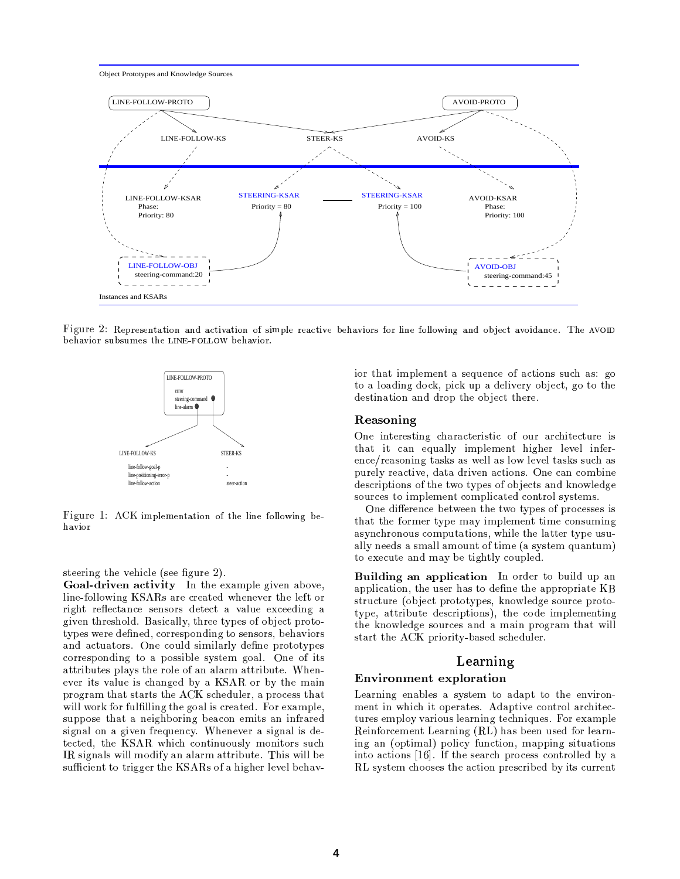Figure 2: Representation and activation of simple reactive behaviors for line following and object avoidance. The AVOID behavior subsumes the LINE-FOLLOW behavior.

Figure 1: ACK implementation of the line following behavior

steering the vehicle (see figure 2).

**Goal-driven activity** In the example given above, line-following KSARs are created whenever the left or right reflectance sensors detect a value exceeding a given threshold. Basically, three types of object prototypes were defined, corresponding to sensors, behaviors and actuators. One could similarly define prototypes corresponding to a possible system goal. One of its attributes plays the role of an alarm attribute. Whenever its value is changed by a KSAR or by the main program that starts the ACK scheduler, a process that will work for fulfilling the goal is created. For example, suppose that a neighboring beacon emits an infrared signal on a given frequency. Whenever a signal is detected, the KSAR which continuously monitors such IR signals will modify an alarm attribute. This will be sufficient to trigger the KSARs of a higher level behavior that implement a sequence of actions such as: go to a loading dock, pick up a delivery object, go to the destination and drop the object there.

### Reasoning

One interesting characteristic of our architecture is that it can equally implement higher level inference/reasoning tasks as well as low level tasks such as purely reactive, data driven actions. One can combine descriptions of the two types of objects and knowledge sources to implement complicated control systems.

One difference between the two types of processes is that the former type may implement time consuming asynchronous computations, while the latter type usually needs a small amount of time (a system quantum) to execute and may be tightly coupled.

**Building an application** In order to build up an application, the user has to define the appropriate KB structure (object prototypes, knowledge source prototype, attribute descriptions), the code implementing the knowledge sources and a main program that will start the ACK priority-based scheduler.

## Learning

### Environment exploration

Learning enables a system to adapt to the environment in which it operates. Adaptive control architectures employ various learning techniques. For example Reinforcement Learning (RL) has been used for learning an (optimal) policy function, mapping situations into actions [16]. If the search process controlled by a RL system chooses the action prescribed by its current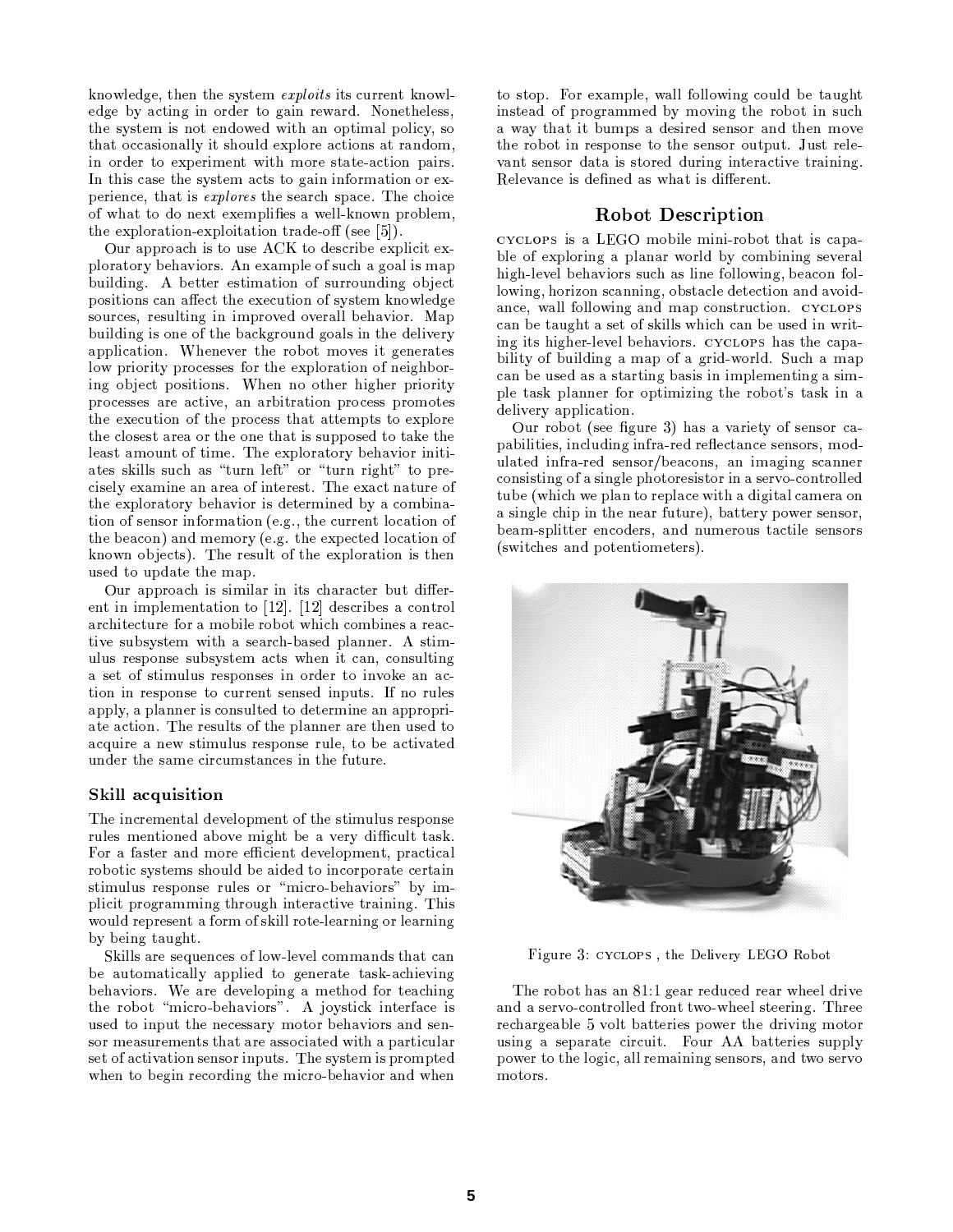knowledge, then the system *exploits* its current knowledge by acting in order to gain reward. Nonetheless, the system is not endowed with an optimal policy, so that occasionally it should explore actions at random, in order to experiment with more state-action pairs. In this case the system acts to gain information or experience, that is *explores* the search space. The choice of what to do next exemplifies a well-known problem, the exploration-exploitation trade-off (see [5]).

Our approach is to use ACK to describe explicit exploratory behaviors. An example of such a goal is map building. A better estimation of surrounding object positions can affect the execution of system knowledge sources, resulting in improved overall behavior. Map building is one of the background goals in the delivery application. Whenever the robot moves it generates low priority processes for the exploration of neighboring object positions. When no other higher priority processes are active, an arbitration process promotes the execution of the process that attempts to explore the closest area or the one that is supposed to take the least amount of time. The exploratory behavior initiates skills such as "turn left" or "turn right" to precisely examine an area of interest. The exact nature of the exploratory behavior is determined by a combination of sensor information (e.g., the current location of the beacon) and memory (e.g. the expected location of known objects). The result of the exploration is then used to update the map.

Our approach is similar in its character but different in implementation to [12]. [12] describes a control architecture for a mobile robot which combines a reactive subsystem with a search-based planner. A stimulus response subsystem acts when it can, consulting a set of stimulus responses in order to invoke an action in response to current sensed inputs. If no rules apply, a planner is consulted to determine an appropriate action. The results of the planner are then used to acquire a new stimulus response rule, to be activated under the same circumstances in the future.

### Skill acquisition

The incremental development of the stimulus response rules mentioned above might be a very difficult task. For a faster and more efficient development, practical robotic systems should be aided to incorporate certain stimulus response rules or "micro-behaviors" by implicit programming through interactive training. This would represent a form of skill rote-learning or learning by being taught.

Skills are sequences of low-level commands that can be automatically applied to generate task-achieving behaviors. We are developing a method for teaching the robot "micro-behaviors". A joystick interface is used to input the necessary motor behaviors and sensor measurements that are associated with a particular set of activation sensor inputs. The system is prompted when to begin recording the micro-behavior and when to stop. For example, wall following could be taught instead of programmed by moving the robot in such a way that it bumps a desired sensor and then move the robot in response to the sensor output. Just relevant sensor data is stored during interactive training. Relevance is defined as what is different.

## Robot Description

CYCLOPS is a LEGO mobile mini-robot that is capable of exploring a planar world by combining several high-level behaviors such as line following, beacon following, horizon scanning, obstacle detection and avoidance, wall following and map construction. CYCLOPS can be taught a set of skills which can be used in writing its higher-level behaviors. CYCLOPS has the capability of building a map of a grid-world. Such a map can be used as a starting basis in implementing a simple task planner for optimizing the robot's task in a delivery application.

Our robot (see figure 3) has a variety of sensor capabilities, including infra-red reflectance sensors, modulated infra-red sensor/beacons, an imaging scanner consisting of a single photoresistor in a servo-controlled tube (which we plan to replace with a digital camera on a single chip in the near future), battery power sensor, beam-splitter encoders, and numerous tactile sensors (switches and potentiometers).

Figure 3: CYCLOPS , the Delivery LEGO Robot

The robot has an 81:1 gear reduced rear wheel drive and a servo-controlled front two-wheel steering. Three rechargeable 5 volt batteries power the driving motor using a separate circuit. Four AA batteries supply power to the logic, all remaining sensors, and two servo motors.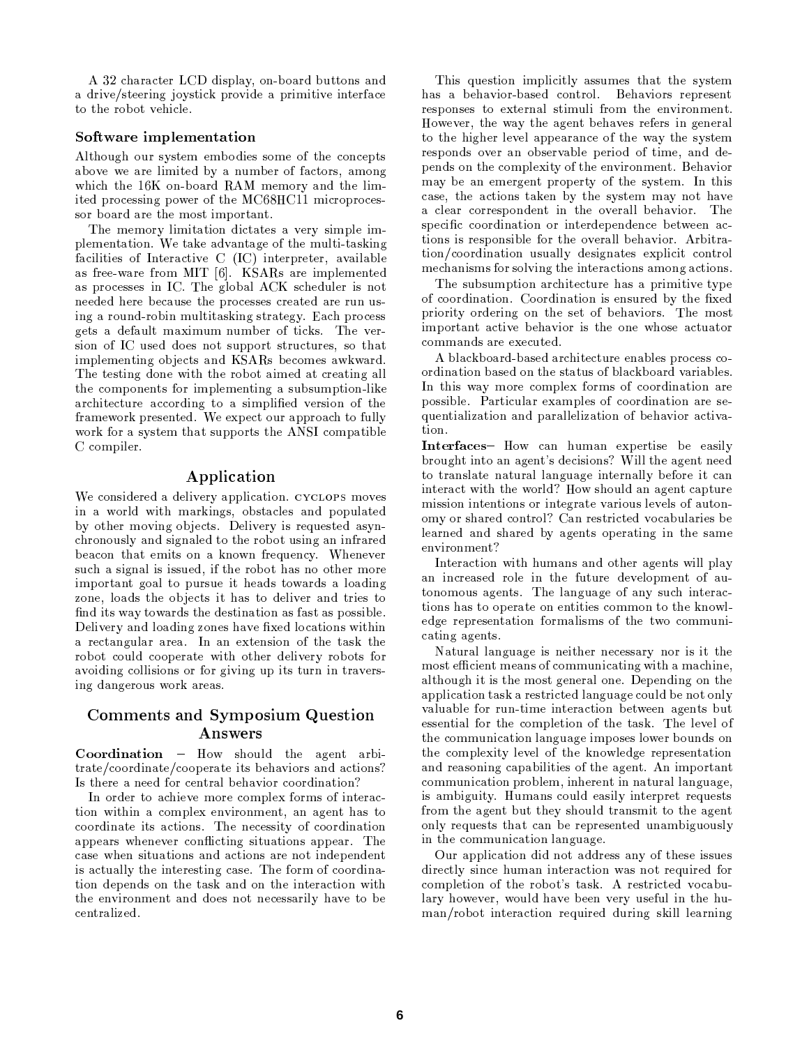A 32 character LCD display, on-board buttons and a drive/steering joystick provide a primitive interface to the robot vehicle.

### Software implementation

Although our system embodies some of the concepts above we are limited by a number of factors, among which the 16K on-board RAM memory and the limited processing power of the MC68HC11 microprocessor board are the most important.

The memory limitation dictates a very simple implementation. We take advantage of the multi-tasking facilities of Interactive C (IC) interpreter, available as free-ware from MIT [6]. KSARs are implemented as processes in IC. The global ACK scheduler is not needed here because the processes created are run using a round-robin multitasking strategy. Each process gets a default maximum number of ticks. The version of IC used does not support structures, so that implementing objects and KSARs becomes awkward. The testing done with the robot aimed at creating all the components for implementing a subsumption-like architecture according to a simplified version of the framework presented. We expect our approach to fully work for a system that supports the ANSI compatible C compiler.

## Application

We considered a delivery application. CYCLOPS moves in a world with markings, obstacles and populated by other moving objects. Delivery is requested asynchronously and signaled to the robot using an infrared beacon that emits on a known frequency. Whenever such a signal is issued, if the robot has no other more important goal to pursue it heads towards a loading zone, loads the objects it has to deliver and tries to find its way towards the destination as fast as possible. Delivery and loading zones have fixed locations within a rectangular area. In an extension of the task the robot could cooperate with other delivery robots for avoiding collisions or for giving up its turn in traversing dangerous work areas.

## Comments and Symposium Question Answers

**Coordination** – How should the agent arbitrate/coordinate/cooperate its behaviors and actions? Is there a need for central behavior coordination?

In order to achieve more complex forms of interaction within a complex environment, an agent has to coordinate its actions. The necessity of coordination appears whenever conflicting situations appear. The case when situations and actions are not independent is actually the interesting case. The form of coordination depends on the task and on the interaction with the environment and does not necessarily have to be centralized.

This question implicitly assumes that the system has a behavior-based control. Behaviors represent responses to external stimuli from the environment. However, the way the agent behaves refers in general to the higher level appearance of the way the system responds over an observable period of time, and depends on the complexity of the environment. Behavior may be an emergent property of the system. In this case, the actions taken by the system may not have a clear correspondent in the overall behavior. The specific coordination or interdependence between actions is responsible for the overall behavior. Arbitration/coordination usually designates explicit control mechanisms for solving the interactions among actions.

The subsumption architecture has a primitive type of coordination. Coordination is ensured by the fixed priority ordering on the set of behaviors. The most important active behavior is the one whose actuator commands are executed.

A blackboard-based architecture enables process coordination based on the status of blackboard variables. In this way more complex forms of coordination are possible. Particular examples of coordination are sequentialization and parallelization of behavior activation.

**Interfaces**– How can human expertise be easily brought into an agent's decisions? Will the agent need to translate natural language internally before it can interact with the world? How should an agent capture mission intentions or integrate various levels of autonomy or shared control? Can restricted vocabularies be learned and shared by agents operating in the same environment?

Interaction with humans and other agents will play an increased role in the future development of autonomous agents. The language of any such interactions has to operate on entities common to the knowledge representation formalisms of the two communicating agents.

Natural language is neither necessary nor is it the most efficient means of communicating with a machine, although it is the most general one. Depending on the application task a restricted language could be not only valuable for run-time interaction between agents but essential for the completion of the task. The level of the communication language imposes lower bounds on the complexity level of the knowledge representation and reasoning capabilities of the agent. An important communication problem, inherent in natural language, is ambiguity. Humans could easily interpret requests from the agent but they should transmit to the agent only requests that can be represented unambiguously in the communication language.

Our application did not address any of these issues directly since human interaction was not required for completion of the robot's task. A restricted vocabulary however, would have been very useful in the human/robot interaction required during skill learning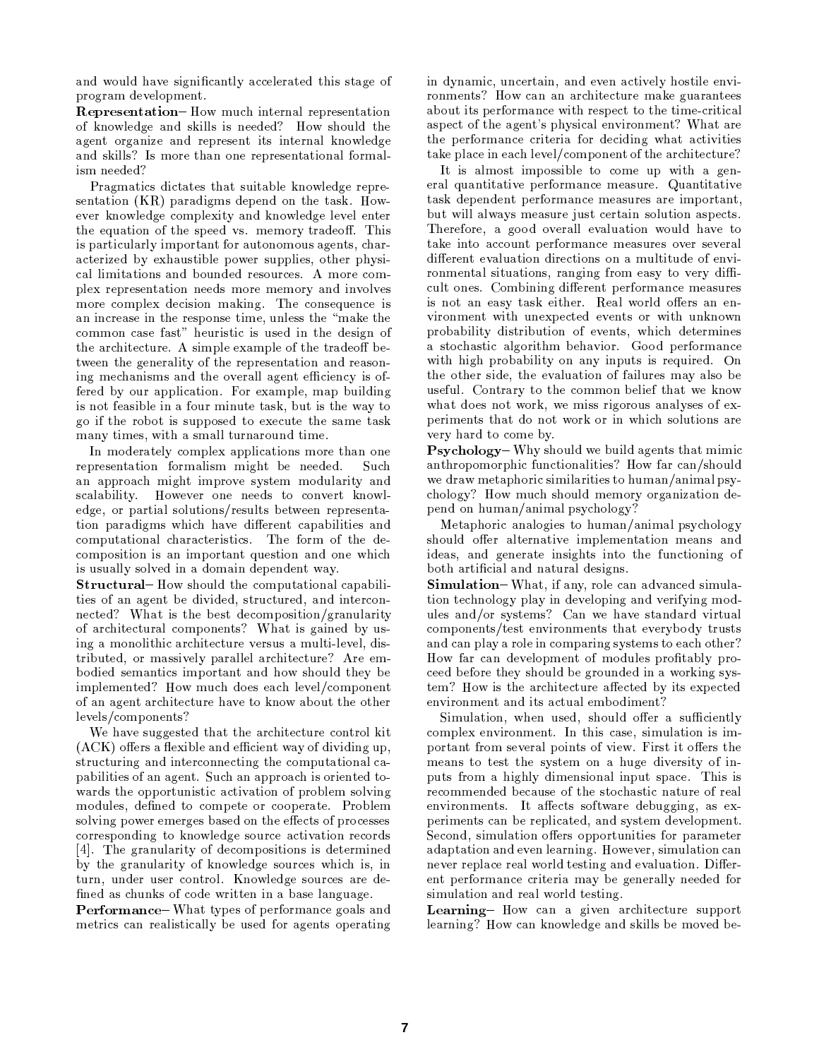and would have significantly accelerated this stage of program development.

**Representation**– How much internal representation of knowledge and skills is needed? How should the agent organize and represent its internal knowledge and skills? Is more than one representational formalism needed?

Pragmatics dictates that suitable knowledge representation (KR) paradigms depend on the task. However knowledge complexity and knowledge level enter the equation of the speed vs. memory tradeoff. This is particularly important for autonomous agents, characterized by exhaustible power supplies, other physical limitations and bounded resources. A more complex representation needs more memory and involves more complex decision making. The consequence is an increase in the response time, unless the "make the common case fast" heuristic is used in the design of the architecture. A simple example of the tradeoff between the generality of the representation and reasoning mechanisms and the overall agent efficiency is offered by our application. For example, map building is not feasible in a four minute task, but is the way to go if the robot is supposed to execute the same task many times, with a small turnaround time.

In moderately complex applications more than one representation formalism might be needed. Such an approach might improve system modularity and scalability. However one needs to convert knowledge, or partial solutions/results between representation paradigms which have different capabilities and computational characteristics. The form of the decomposition is an important question and one which is usually solved in a domain dependent way.

**Structural**– How should the computational capabilities of an agent be divided, structured, and interconnected? What is the best decomposition/granularity of architectural components? What is gained by using a monolithic architecture versus a multi-level, distributed, or massively parallel architecture? Are embodied semantics important and how should they be implemented? How much does each level/component of an agent architecture have to know about the other levels/components?

We have suggested that the architecture control kit (ACK) offers a flexible and efficient way of dividing up, structuring and interconnecting the computational capabilities of an agent. Such an approach is oriented towards the opportunistic activation of problem solving modules, defined to compete or cooperate. Problem solving power emerges based on the effects of processes corresponding to knowledge source activation records [4]. The granularity of decompositions is determined by the granularity of knowledge sources which is, in turn, under user control. Knowledge sources are defined as chunks of code written in a base language.

**Performance**– What types of performance goals and metrics can realistically be used for agents operating in dynamic, uncertain, and even actively hostile environments? How can an architecture make guarantees about its performance with respect to the time-critical aspect of the agent's physical environment? What are the performance criteria for deciding what activities take place in each level/component of the architecture?

It is almost impossible to come up with a general quantitative performance measure. Quantitative task dependent performance measures are important, but will always measure just certain solution aspects. Therefore, a good overall evaluation would have to take into account performance measures over several different evaluation directions on a multitude of environmental situations, ranging from easy to very difficult ones. Combining different performance measures is not an easy task either. Real world offers an environment with unexpected events or with unknown probability distribution of events, which determines a stochastic algorithm behavior. Good performance with high probability on any inputs is required. On the other side, the evaluation of failures may also be useful. Contrary to the common belief that we know what does not work, we miss rigorous analyses of experiments that do not work or in which solutions are very hard to come by.

**Psychology**– Why should we build agents that mimic anthropomorphic functionalities? How far can/should we draw metaphoric similarities to human/animal psychology? How much should memory organization depend on human/animal psychology?

Metaphoric analogies to human/animal psychology should offer alternative implementation means and ideas, and generate insights into the functioning of both artificial and natural designs.

**Simulation**– What, if any, role can advanced simulation technology play in developing and verifying modules and/or systems? Can we have standard virtual components/test environments that everybody trusts and can play a role in comparing systems to each other? How far can development of modules profitably proceed before they should be grounded in a working system? How is the architecture affected by its expected environment and its actual embodiment?

Simulation, when used, should offer a sufficiently complex environment. In this case, simulation is important from several points of view. First it offers the means to test the system on a huge diversity of inputs from a highly dimensional input space. This is recommended because of the stochastic nature of real environments. It affects software debugging, as experiments can be replicated, and system development. Second, simulation offers opportunities for parameter adaptation and even learning. However, simulation can never replace real world testing and evaluation. Different performance criteria may be generally needed for simulation and real world testing.

**Learning**– How can a given architecture support learning? How can knowledge and skills be moved be-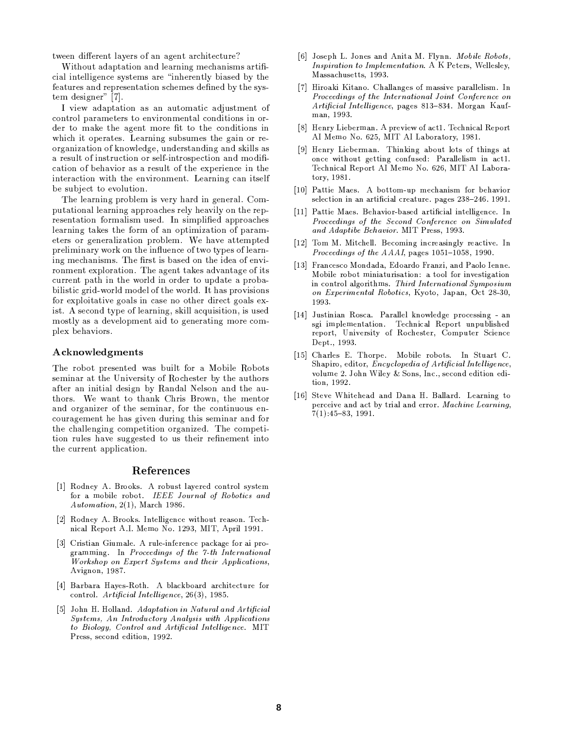tween different layers of an agent architecture?

Without adaptation and learning mechanisms artificial intelligence systems are "inherently biased by the features and representation schemes defined by the system designer" [7].

I view adaptation as an automatic adjustment of control parameters to environmental conditions in order to make the agent more fit to the conditions in which it operates. Learning subsumes the gain or reorganization of knowledge, understanding and skills as a result of instruction or self-introspection and modification of behavior as a result of the experience in the interaction with the environment. Learning can itself be subject to evolution.

The learning problem is very hard in general. Computational learning approaches rely heavily on the representation formalism used. In simplified approaches learning takes the form of an optimization of parameters or generalization problem. We have attempted preliminary work on the influence of two types of learning mechanisms. The first is based on the idea of environment exploration. The agent takes advantage of its current path in the world in order to update a probabilistic grid-world model of the world. It has provisions for exploitative goals in case no other direct goals exist. A second type of learning, skill acquisition, is used mostly as a development aid to generating more complex behaviors.

## Acknowledgments

The robot presented was built for a Mobile Robots seminar at the University of Rochester by the authors after an initial design by Randal Nelson and the authors. We want to thank Chris Brown, the mentor and organizer of the seminar, for the continuous encouragement he has given during this seminar and for the challenging competition organized. The competition rules have suggested to us their refinement into the current application.

## References

[1] Rodney A. Brooks. A robust layered control system for a mobile robot. *IEEE Journal of Robotics and Automation*, 2(1), March 1986.

[2] Rodney A. Brooks. Intelligence without reason. Technical Report A.I. Memo No. 1293, MIT, April 1991.

[3] Cristian Giumale. A rule-inference package for ai programming. In *Proceedings of the 7-th International Workshop on Expert Systems and their Applications*, Avignon, 1987.

[4] Barbara Hayes-Roth. A blackboard architecture for control. *Artificial Intelligence*, 26(3), 1985.

[5] John H. Holland. *Adaptation in Natural and Artificial Systems, An Introductory Analysis with Applications to Biology, Control and Artificial Intelligence*. MIT Press, second edition, 1992.

[6] Joseph L. Jones and Anita M. Flynn. *Mobile Robots, Inspiration to Implementation*. A K Peters, Wellesley, Massachusetts, 1993.

[7] Hiroaki Kitano. Challanges of massive parallelism. In *Proceedings of the International Joint Conference on Artificial Intelligence*, pages 813–834. Morgan Kaufman, 1993.

[8] Henry Lieberman. A preview of act1. Technical Report AI Memo No. 625, MIT AI Laboratory, 1981.

[9] Henry Lieberman. Thinking about lots of things at once without getting confused: Parallelism in act1. Technical Report AI Memo No. 626, MIT AI Laboratory, 1981.

[10] Pattie Maes. A bottom-up mechanism for behavior selection in an artificial creature. pages 238–246. 1991.

[11] Pattie Maes. Behavior-based artificial intelligence. In *Proceedings of the Second Conference on Simulated and Adaptibe Behavior*. MIT Press, 1993.

[12] Tom M. Mitchell. Becoming increasingly reactive. In *Proceedings of the AAAI*, pages 1051–1058, 1990.

[13] Francesco Mondada, Edoardo Franzi, and Paolo Ienne. Mobile robot miniaturisation: a tool for investigation in control algorithms. *Third International Symposium on Experimental Robotics*, Kyoto, Japan, Oct 28-30, 1993.

[14] Justinian Rosca. Parallel knowledge processing - an sgi implementation. Technical Report unpublished report, University of Rochester, Computer Science Dept., 1993.

[15] Charles E. Thorpe. Mobile robots. In Stuart C. Shapiro, editor, *Encyclopedia of Artificial Intelligence*, volume 2. John Wiley & Sons, Inc., second edition edition, 1992.

[16] Steve Whitehead and Dana H. Ballard. Learning to perceive and act by trial and error. *Machine Learning*, 7(1):45–83, 1991.